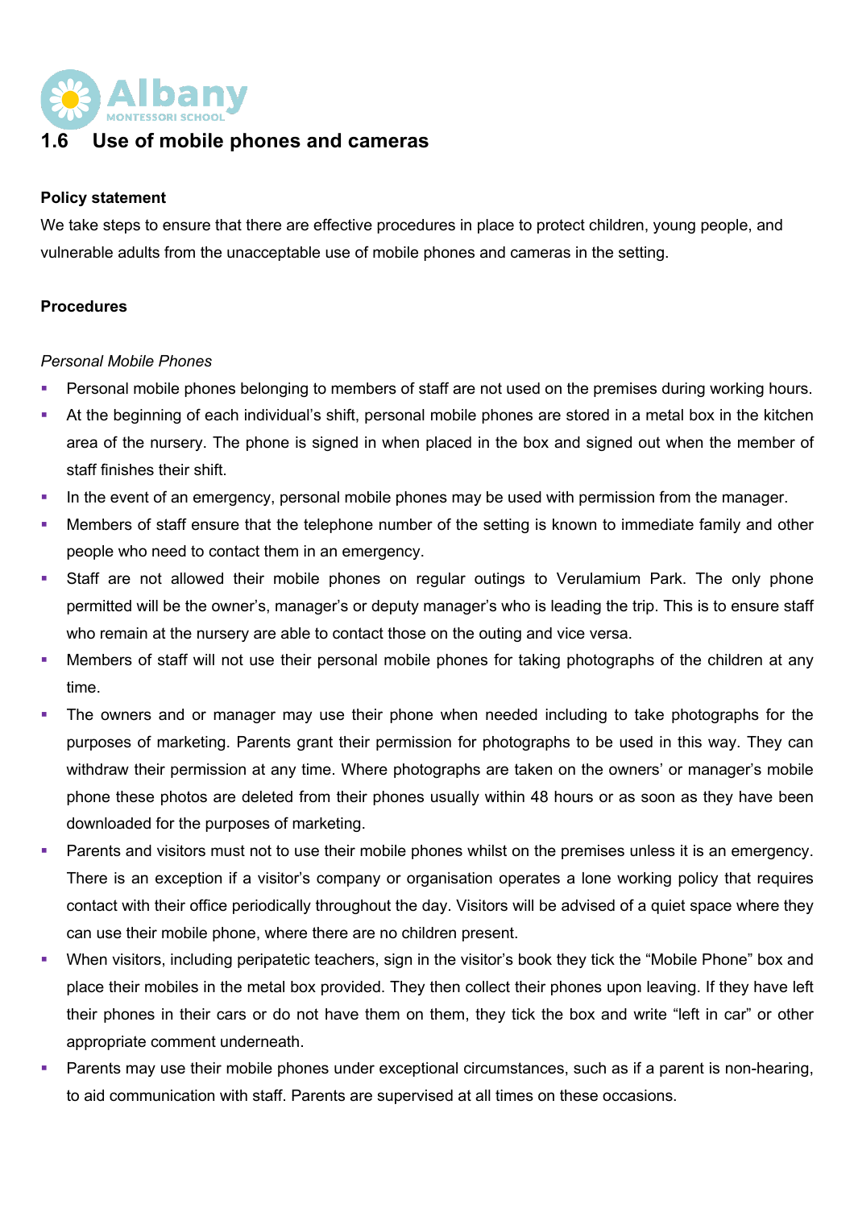# 1.6 Use of mobile phones and cameras

**Policy statement**

We take steps to ensure that there are effective procedures in place to protect children, young people, and vulnerable adults from the unacceptable use of mobile phones and cameras in the setting.

**Procedures**

*Personal Mobile Phones*

- Personal mobile phones belonging to members of staff are not used on the premises during working hours.
- At the beginning of each individual's shift, personal mobile phones are stored in a metal box in the kitchen area of the nursery. The phone is signed in when placed in the box and signed out when the member of staff finishes their shift.
- In the event of an emergency, personal mobile phones may be used with permission from the manager.
- Members of staff ensure that the telephone number of the setting is known to immediate family and other people who need to contact them in an emergency.
- Staff are not allowed their mobile phones on regular outings to Verulamium Park. The only phone permitted will be the owner's, manager's or deputy manager's who is leading the trip. This is to ensure staff who remain at the nursery are able to contact those on the outing and vice versa.
- Members of staff will not use their personal mobile phones for taking photographs of the children at any time.
- The owners and or manager may use their phone when needed including to take photographs for the purposes of marketing. Parents grant their permission for photographs to be used in this way. They can withdraw their permission at any time. Where photographs are taken on the owners' or manager's mobile phone these photos are deleted from their phones usually within 48 hours or as soon as they have been downloaded for the purposes of marketing.
- Parents and visitors must not to use their mobile phones whilst on the premises unless it is an emergency. There is an exception if a visitor's company or organisation operates a lone working policy that requires contact with their office periodically throughout the day. Visitors will be advised of a quiet space where they can use their mobile phone, where there are no children present.
- When visitors, including peripatetic teachers, sign in the visitor's book they tick the "Mobile Phone" box and place their mobiles in the metal box provided. They then collect their phones upon leaving. If they have left their phones in their cars or do not have them on them, they tick the box and write "left in car" or other appropriate comment underneath.
- Parents may use their mobile phones under exceptional circumstances, such as if a parent is non-hearing, to aid communication with staff. Parents are supervised at all times on these occasions.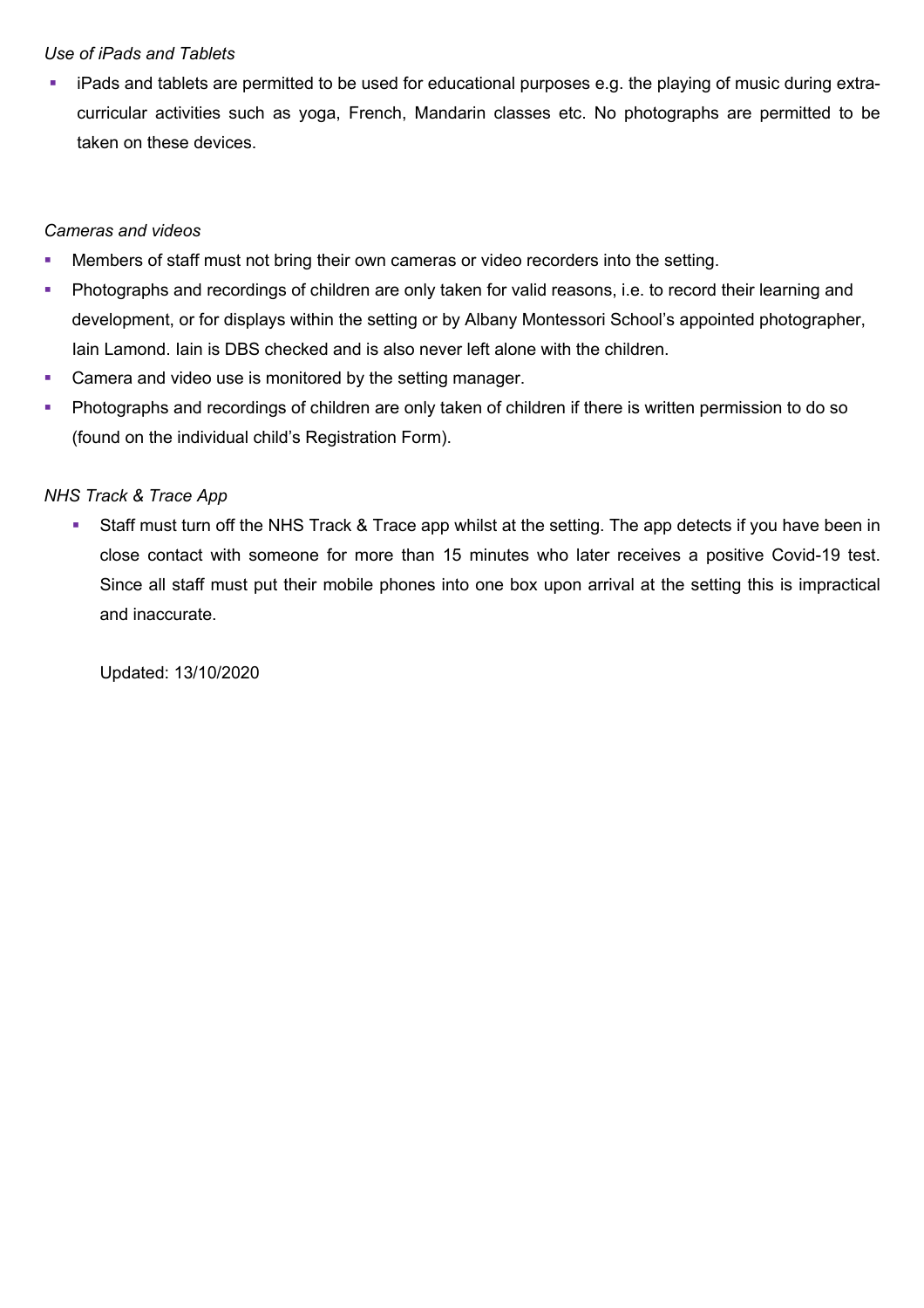*Use of iPads and Tablets*

- iPads and tablets are permitted to be used for educational purposes e.g. the playing of music during extra-curricular activities such as yoga, French, Mandarin classes etc. No photographs are permitted to be taken on these devices.

*Cameras and videos*

- Members of staff must not bring their own cameras or video recorders into the setting.
- Photographs and recordings of children are only taken for valid reasons, i.e. to record their learning and development, or for displays within the setting or by Albany Montessori School's appointed photographer, Iain Lamond. Iain is DBS checked and is also never left alone with the children.
- Camera and video use is monitored by the setting manager.
- Photographs and recordings of children are only taken of children if there is written permission to do so (found on the individual child's Registration Form).

*NHS Track & Trace App*

- Staff must turn off the NHS Track & Trace app whilst at the setting. The app detects if you have been in close contact with someone for more than 15 minutes who later receives a positive Covid-19 test. Since all staff must put their mobile phones into one box upon arrival at the setting this is impractical and inaccurate.

Updated: 13/10/2020